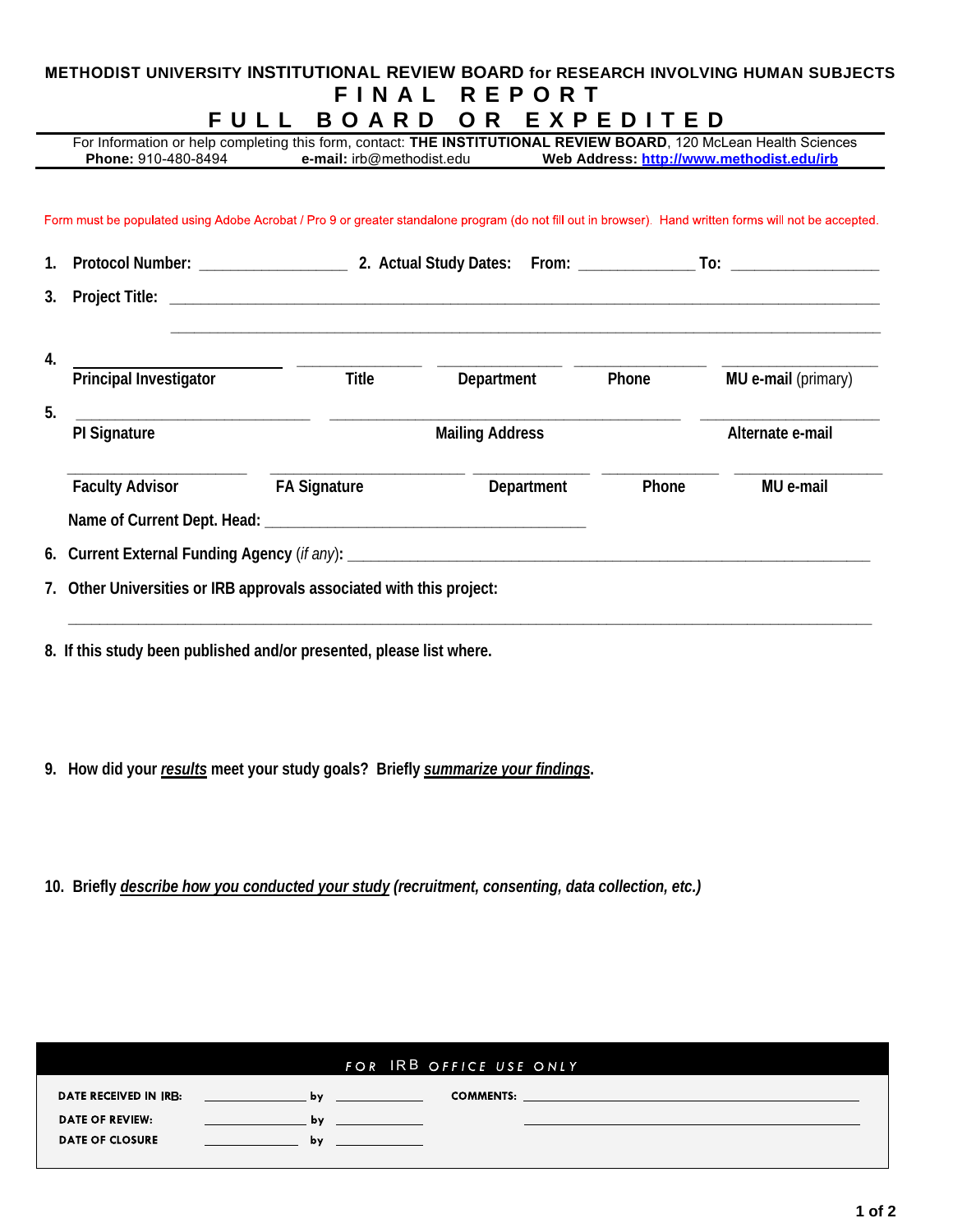**METHODIST UNIVERSITY INSTITUTIONAL REVIEW BOARD for RESEARCH INVOLVING HUMAN SUBJECTS**

# FINAL REPORT

# FULL BOARD OR EXPEDITED

For Information or help completing this form, contact: **THE INSTITUTIONAL REVIEW BOARD**, 120 McLean Health Sciences
**Phone:** 910-480-8494 **e-mail:** irb@methodist.edu **Web Address:** **http://www.methodist.edu/irb**

Form must be populated using Adobe Acrobat / Pro 9 or greater standalone program (do not fill out in browser). Hand written forms will not be accepted.

**1. Protocol Number:** ________________ **2. Actual Study Dates: From:** _____________ **To:** ________________

**3. Project Title:** ______________________________________________________________________________

______________________________________________________________________________

**4.** ______________________ ______________ ______________ ______________ __________________

**Principal Investigator** | **Title** | **Department** | **Phone** | **MU e-mail** (primary)

**5.** ______________________ ______________________________________ ____________________

**PI Signature** | **Mailing Address** | **Alternate e-mail**

____________________ ______________________ _____________ _____________ ________________

**Faculty Advisor** | **FA Signature** | **Department** | **Phone** | **MU e-mail**

**Name of Current Dept. Head:** ____________________________________

**6. Current External Funding Agency** (*if any*)**:** ____________________________________________________________

**7. Other Universities or IRB approvals associated with this project:**

______________________________________________________________________________

**8. If this study been published and/or presented, please list where.**

**9. How did your *results* meet your study goals? Briefly *summarize your findings*.**

**10. Briefly *describe how you conducted your study* *(recruitment, consenting, data collection, etc.)***

**FOR IRB OFFICE USE ONLY**

| | | | | |
|---|---|---|---|---|
| **DATE RECEIVED IN IRB:** | ____________ | **by** ____________ | **COMMENTS:** | ________________________________ |
| **DATE OF REVIEW:** | ____________ | **by** ____________ | | ________________________________ |
| **DATE OF CLOSURE** | ____________ | **by** ____________ | | |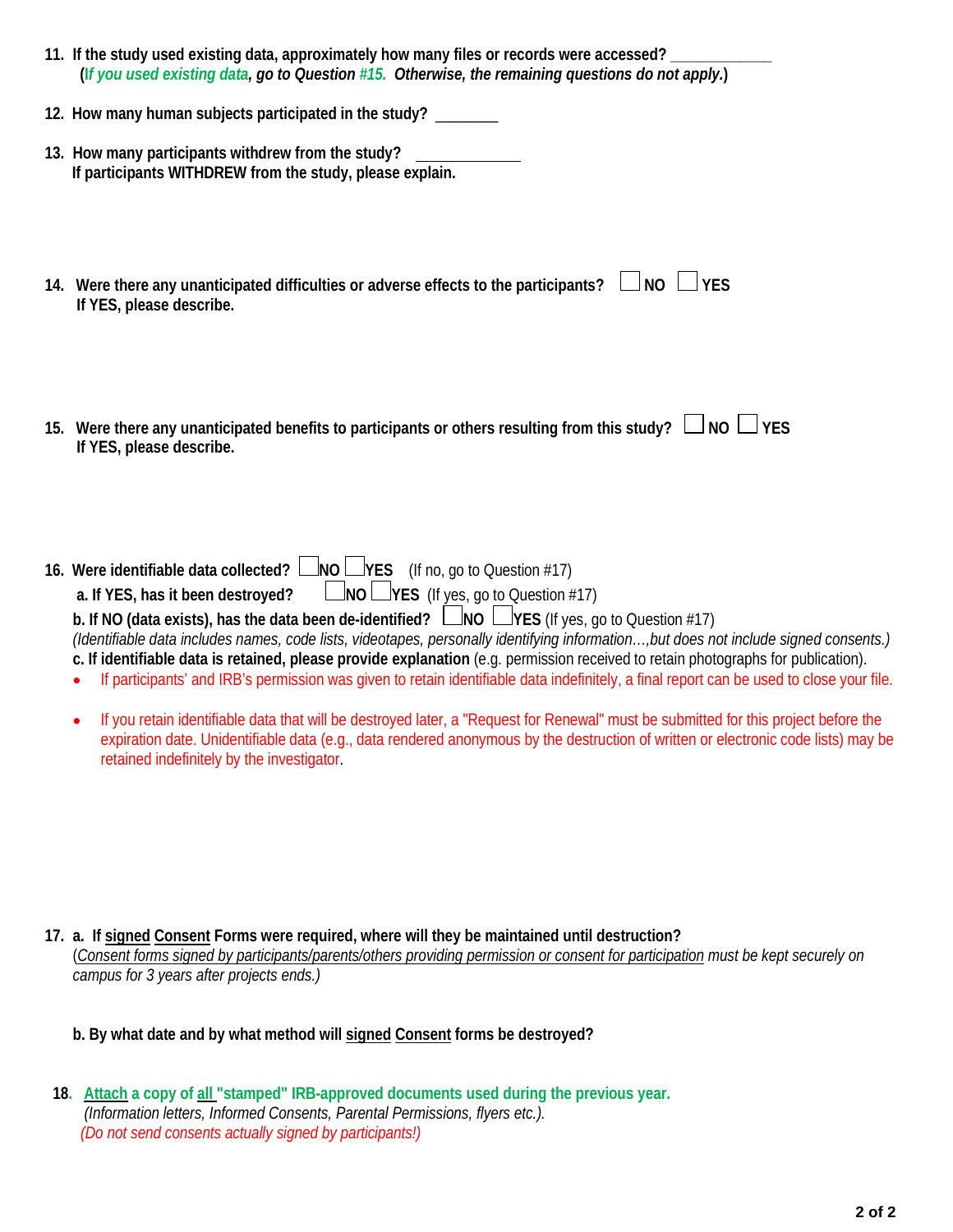11. **If the study used existing data, approximately how many files or records were accessed?** ____________
    **(*If you used existing data, go to Question #15. Otherwise, the remaining questions do not apply.*)**

12. **How many human subjects participated in the study?** ________

13. **How many participants withdrew from the study?** ____________
    **If participants WITHDREW from the study, please explain.**

14. **Were there any unanticipated difficulties or adverse effects to the participants?** ☐ **NO** ☐ **YES**
    **If YES, please describe.**

15. **Were there any unanticipated benefits to participants or others resulting from this study?** ☐ **NO** ☐ **YES**
    **If YES, please describe.**

16. **Were identifiable data collected?** ☐ **NO** ☐ **YES** (If no, go to Question #17)
    **a. If YES, has it been destroyed?** ☐ **NO** ☐ **YES** (If yes, go to Question #17)
    **b. If NO (data exists), has the data been de-identified?** ☐ **NO** ☐ **YES** (If yes, go to Question #17)
    *(Identifiable data includes names, code lists, videotapes, personally identifying information…,but does not include signed consents.)*
    **c. If identifiable data is retained, please provide explanation** (e.g. permission received to retain photographs for publication).
    - If participants' and IRB's permission was given to retain identifiable data indefinitely, a final report can be used to close your file.
    - If you retain identifiable data that will be destroyed later, a "Request for Renewal" must be submitted for this project before the expiration date. Unidentifiable data (e.g., data rendered anonymous by the destruction of written or electronic code lists) may be retained indefinitely by the investigator.

17. **a. If signed Consent Forms were required, where will they be maintained until destruction?**
    *(Consent forms signed by participants/parents/others providing permission or consent for participation must be kept securely on campus for 3 years after projects ends.)*

    **b. By what date and by what method will signed Consent forms be destroyed?**

18. **Attach a copy of all "stamped" IRB-approved documents used during the previous year.**
    *(Information letters, Informed Consents, Parental Permissions, flyers etc.).*
    *(Do not send consents actually signed by participants!)*